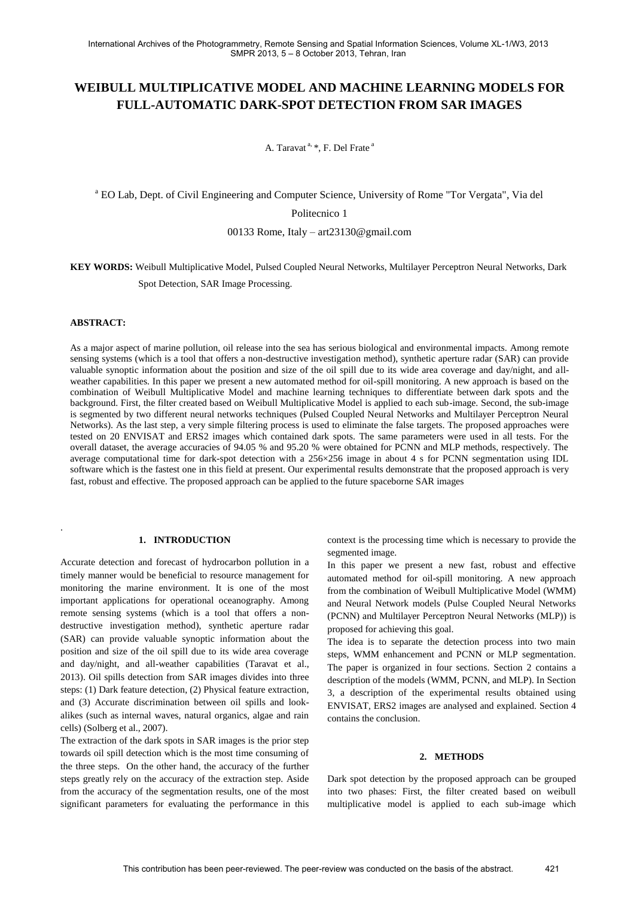# WEIBULL MULTIPLICATIVE MODEL AND MACHINE LEARNING MODELS FOR FULL-AUTOMATIC DARK-SPOT DETECTION FROM SAR IMAGES

A. Taravat [a, *], F. Del Frate [a]

[a] EO Lab, Dept. of Civil Engineering and Computer Science, University of Rome "Tor Vergata", Via del Politecnico 1

00133 Rome, Italy – art23130@gmail.com

**KEY WORDS:** Weibull Multiplicative Model, Pulsed Coupled Neural Networks, Multilayer Perceptron Neural Networks, Dark Spot Detection, SAR Image Processing.

**ABSTRACT:**

As a major aspect of marine pollution, oil release into the sea has serious biological and environmental impacts. Among remote sensing systems (which is a tool that offers a non-destructive investigation method), synthetic aperture radar (SAR) can provide valuable synoptic information about the position and size of the oil spill due to its wide area coverage and day/night, and all-weather capabilities. In this paper we present a new automated method for oil-spill monitoring. A new approach is based on the combination of Weibull Multiplicative Model and machine learning techniques to differentiate between dark spots and the background. First, the filter created based on Weibull Multiplicative Model is applied to each sub-image. Second, the sub-image is segmented by two different neural networks techniques (Pulsed Coupled Neural Networks and Multilayer Perceptron Neural Networks). As the last step, a very simple filtering process is used to eliminate the false targets. The proposed approaches were tested on 20 ENVISAT and ERS2 images which contained dark spots. The same parameters were used in all tests. For the overall dataset, the average accuracies of 94.05 % and 95.20 % were obtained for PCNN and MLP methods, respectively. The average computational time for dark-spot detection with a 256×256 image in about 4 s for PCNN segmentation using IDL software which is the fastest one in this field at present. Our experimental results demonstrate that the proposed approach is very fast, robust and effective. The proposed approach can be applied to the future spaceborne SAR images

## 1. INTRODUCTION

Accurate detection and forecast of hydrocarbon pollution in a timely manner would be beneficial to resource management for monitoring the marine environment. It is one of the most important applications for operational oceanography. Among remote sensing systems (which is a tool that offers a non-destructive investigation method), synthetic aperture radar (SAR) can provide valuable synoptic information about the position and size of the oil spill due to its wide area coverage and day/night, and all-weather capabilities (Taravat et al., 2013). Oil spills detection from SAR images divides into three steps: (1) Dark feature detection, (2) Physical feature extraction, and (3) Accurate discrimination between oil spills and look-alikes (such as internal waves, natural organics, algae and rain cells) (Solberg et al., 2007).

The extraction of the dark spots in SAR images is the prior step towards oil spill detection which is the most time consuming of the three steps. On the other hand, the accuracy of the further steps greatly rely on the accuracy of the extraction step. Aside from the accuracy of the segmentation results, one of the most significant parameters for evaluating the performance in this context is the processing time which is necessary to provide the segmented image.

In this paper we present a new fast, robust and effective automated method for oil-spill monitoring. A new approach from the combination of Weibull Multiplicative Model (WMM) and Neural Network models (Pulse Coupled Neural Networks (PCNN) and Multilayer Perceptron Neural Networks (MLP)) is proposed for achieving this goal.

The idea is to separate the detection process into two main steps, WMM enhancement and PCNN or MLP segmentation. The paper is organized in four sections. Section 2 contains a description of the models (WMM, PCNN, and MLP). In Section 3, a description of the experimental results obtained using ENVISAT, ERS2 images are analysed and explained. Section 4 contains the conclusion.

## 2. METHODS

Dark spot detection by the proposed approach can be grouped into two phases: First, the filter created based on weibull multiplicative model is applied to each sub-image which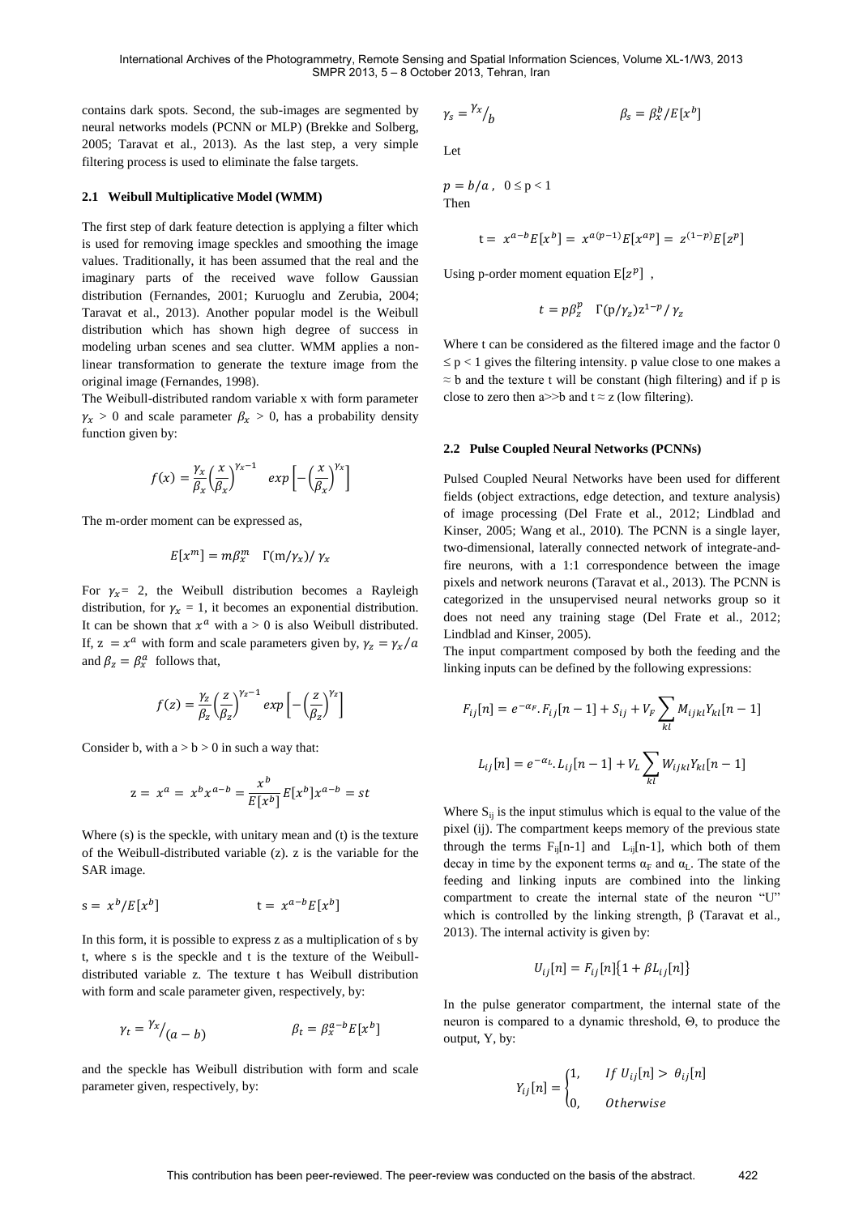contains dark spots. Second, the sub-images are segmented by neural networks models (PCNN or MLP) (Brekke and Solberg, 2005; Taravat et al., 2013). As the last step, a very simple filtering process is used to eliminate the false targets.

### 2.1 Weibull Multiplicative Model (WMM)

The first step of dark feature detection is applying a filter which is used for removing image speckles and smoothing the image values. Traditionally, it has been assumed that the real and the imaginary parts of the received wave follow Gaussian distribution (Fernandes, 2001; Kuruoglu and Zerubia, 2004; Taravat et al., 2013). Another popular model is the Weibull distribution which has shown high degree of success in modeling urban scenes and sea clutter. WMM applies a non-linear transformation to generate the texture image from the original image (Fernandes, 1998).

The Weibull-distributed random variable x with form parameter $\gamma_x > 0$ and scale parameter $\beta_x > 0$, has a probability density function given by:

$$f(x) = \frac{\gamma_x}{\beta_x}\left(\frac{x}{\beta_x}\right)^{\gamma_x - 1} \quad exp\left[-\left(\frac{x}{\beta_x}\right)^{\gamma_x}\right]$$

The m-order moment can be expressed as,

$$E[x^m] = m\beta_x^m \quad \Gamma(m/\gamma_x)/\,\gamma_x$$

For $\gamma_x = 2$, the Weibull distribution becomes a Rayleigh distribution, for $\gamma_x = 1$, it becomes an exponential distribution. It can be shown that $x^a$ with a > 0 is also Weibull distributed. If, $z = x^a$ with form and scale parameters given by, $\gamma_z = \gamma_x/a$ and $\beta_z = \beta_x^a$ follows that,

$$f(z) = \frac{\gamma_z}{\beta_z}\left(\frac{z}{\beta_z}\right)^{\gamma_z - 1} exp\left[-\left(\frac{z}{\beta_z}\right)^{\gamma_z}\right]$$

Consider b, with a > b > 0 in such a way that:

$$z = x^a = x^b x^{a-b} = \frac{x^b}{E[x^b]}E[x^b]x^{a-b} = st$$

Where (s) is the speckle, with unitary mean and (t) is the texture of the Weibull-distributed variable (z). z is the variable for the SAR image.

$$s = x^b/E[x^b] \qquad\qquad t = x^{a-b}E[x^b]$$

In this form, it is possible to express z as a multiplication of s by t, where s is the speckle and t is the texture of the Weibull-distributed variable z. The texture t has Weibull distribution with form and scale parameter given, respectively, by:

$$\gamma_t = {}^{\gamma_x}\!/_{(a-b)} \qquad\qquad \beta_t = \beta_x^{a-b}E[x^b]$$

and the speckle has Weibull distribution with form and scale parameter given, respectively, by:

$$\gamma_s = {}^{\gamma_x}\!/_{b} \qquad\qquad \beta_s = \beta_x^b/E[x^b]$$

Let

$p = b/a\,, \quad 0 \le p < 1$

Then

$$t = x^{a-b}E[x^b] = x^{a(p-1)}E[x^{ap}] = z^{(1-p)}E[z^p]$$

Using p-order moment equation $E[z^p]$ ,

$$t = p\beta_z^p \quad \Gamma(p/\gamma_z)z^{1-p}/\,\gamma_z$$

Where t can be considered as the filtered image and the factor $0 \le p < 1$ gives the filtering intensity. p value close to one makes a $\approx$ b and the texture t will be constant (high filtering) and if p is close to zero then a>>b and t $\approx$ z (low filtering).

### 2.2 Pulse Coupled Neural Networks (PCNNs)

Pulsed Coupled Neural Networks have been used for different fields (object extractions, edge detection, and texture analysis) of image processing (Del Frate et al., 2012; Lindblad and Kinser, 2005; Wang et al., 2010). The PCNN is a single layer, two-dimensional, laterally connected network of integrate-and-fire neurons, with a 1:1 correspondence between the image pixels and network neurons (Taravat et al., 2013). The PCNN is categorized in the unsupervised neural networks group so it does not need any training stage (Del Frate et al., 2012; Lindblad and Kinser, 2005).

The input compartment composed by both the feeding and the linking inputs can be defined by the following expressions:

$$F_{ij}[n] = e^{-\alpha_F}.F_{ij}[n-1] + S_{ij} + V_F\sum_{kl} M_{ijkl}Y_{kl}[n-1]$$

$$L_{ij}[n] = e^{-\alpha_L}.L_{ij}[n-1] + V_L\sum_{kl} W_{ijkl}Y_{kl}[n-1]$$

Where $S_{ij}$ is the input stimulus which is equal to the value of the pixel (ij). The compartment keeps memory of the previous state through the terms $F_{ij}[n-1]$ and $L_{ij}[n-1]$, which both of them decay in time by the exponent terms $\alpha_F$ and $\alpha_L$. The state of the feeding and linking inputs are combined into the linking compartment to create the internal state of the neuron "U" which is controlled by the linking strength, β (Taravat et al., 2013). The internal activity is given by:

$$U_{ij}[n] = F_{ij}[n]\{1 + \beta L_{ij}[n]\}$$

In the pulse generator compartment, the internal state of the neuron is compared to a dynamic threshold, Θ, to produce the output, Y, by:

$$Y_{ij}[n] = \begin{cases} 1, & If\ U_{ij}[n] > \theta_{ij}[n] \\ 0, & Otherwise \end{cases}$$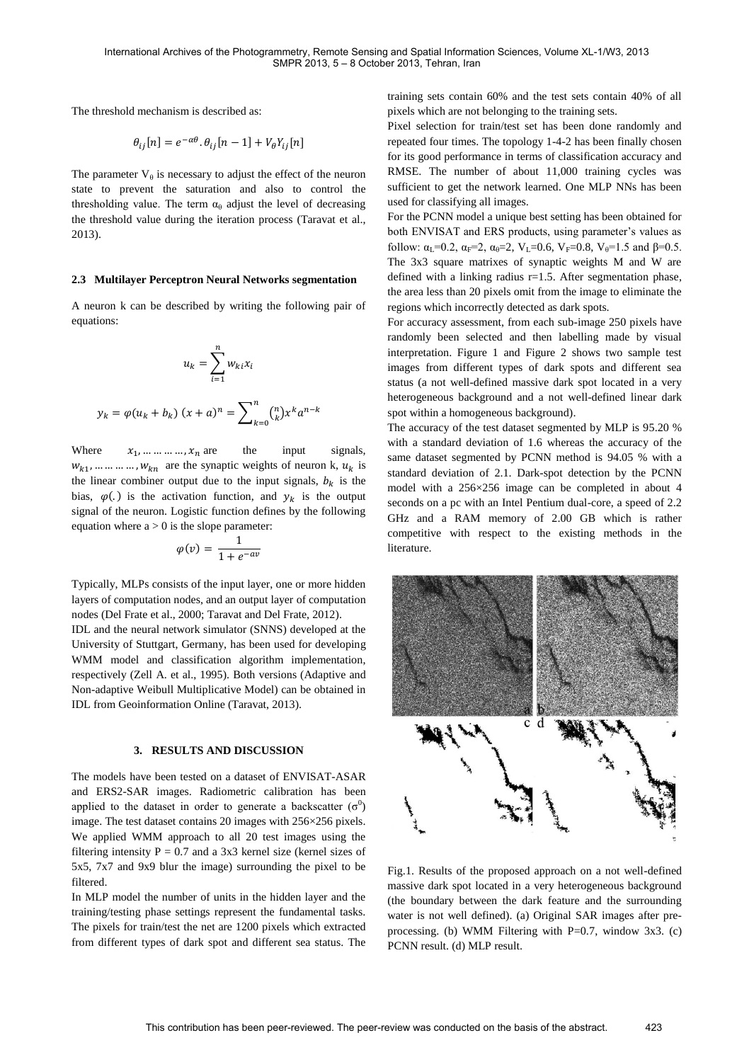The threshold mechanism is described as:

$$\theta_{ij}[n] = e^{-\alpha\theta}.\theta_{ij}[n-1] + V_\theta Y_{ij}[n]$$

The parameter $V_\theta$ is necessary to adjust the effect of the neuron state to prevent the saturation and also to control the thresholding value. The term $\alpha_\theta$ adjust the level of decreasing the threshold value during the iteration process (Taravat et al., 2013).

### 2.3 Multilayer Perceptron Neural Networks segmentation

A neuron k can be described by writing the following pair of equations:

$$u_k = \sum_{i=1}^{n} w_{ki} x_i$$

$$y_k = \varphi(u_k + b_k)\ (x+a)^n = \sum_{k=0}^{n} \binom{n}{k} x^k a^{n-k}$$

Where $x_1, \ldots\ldots\ldots, x_n$ are the input signals, $w_{k1}, \ldots\ldots\ldots, w_{kn}$ are the synaptic weights of neuron k, $u_k$ is the linear combiner output due to the input signals, $b_k$ is the bias, $\varphi(.)$ is the activation function, and $y_k$ is the output signal of the neuron. Logistic function defines by the following equation where $a > 0$ is the slope parameter:

$$\varphi(v) = \frac{1}{1+e^{-av}}$$

Typically, MLPs consists of the input layer, one or more hidden layers of computation nodes, and an output layer of computation nodes (Del Frate et al., 2000; Taravat and Del Frate, 2012).

IDL and the neural network simulator (SNNS) developed at the University of Stuttgart, Germany, has been used for developing WMM model and classification algorithm implementation, respectively (Zell A. et al., 1995). Both versions (Adaptive and Non-adaptive Weibull Multiplicative Model) can be obtained in IDL from Geoinformation Online (Taravat, 2013).

## 3. RESULTS AND DISCUSSION

The models have been tested on a dataset of ENVISAT-ASAR and ERS2-SAR images. Radiometric calibration has been applied to the dataset in order to generate a backscatter ($\sigma^0$) image. The test dataset contains 20 images with 256×256 pixels. We applied WMM approach to all 20 test images using the filtering intensity P = 0.7 and a 3x3 kernel size (kernel sizes of 5x5, 7x7 and 9x9 blur the image) surrounding the pixel to be filtered.

In MLP model the number of units in the hidden layer and the training/testing phase settings represent the fundamental tasks. The pixels for train/test the net are 1200 pixels which extracted from different types of dark spot and different sea status. The training sets contain 60% and the test sets contain 40% of all pixels which are not belonging to the training sets.

Pixel selection for train/test set has been done randomly and repeated four times. The topology 1-4-2 has been finally chosen for its good performance in terms of classification accuracy and RMSE. The number of about 11,000 training cycles was sufficient to get the network learned. One MLP NNs has been used for classifying all images.

For the PCNN model a unique best setting has been obtained for both ENVISAT and ERS products, using parameter's values as follow: $\alpha_L$=0.2, $\alpha_F$=2, $\alpha_\theta$=2, $V_L$=0.6, $V_F$=0.8, $V_\theta$=1.5 and β=0.5. The 3x3 square matrixes of synaptic weights M and W are defined with a linking radius r=1.5. After segmentation phase, the area less than 20 pixels omit from the image to eliminate the regions which incorrectly detected as dark spots.

For accuracy assessment, from each sub-image 250 pixels have randomly been selected and then labelling made by visual interpretation. Figure 1 and Figure 2 shows two sample test images from different types of dark spots and different sea status (a not well-defined massive dark spot located in a very heterogeneous background and a not well-defined linear dark spot within a homogeneous background).

The accuracy of the test dataset segmented by MLP is 95.20 % with a standard deviation of 1.6 whereas the accuracy of the same dataset segmented by PCNN method is 94.05 % with a standard deviation of 2.1. Dark-spot detection by the PCNN model with a 256×256 image can be completed in about 4 seconds on a pc with an Intel Pentium dual-core, a speed of 2.2 GHz and a RAM memory of 2.00 GB which is rather competitive with respect to the existing methods in the literature.

Fig.1. Results of the proposed approach on a not well-defined massive dark spot located in a very heterogeneous background (the boundary between the dark feature and the surrounding water is not well defined). (a) Original SAR images after pre-processing. (b) WMM Filtering with P=0.7, window 3x3. (c) PCNN result. (d) MLP result.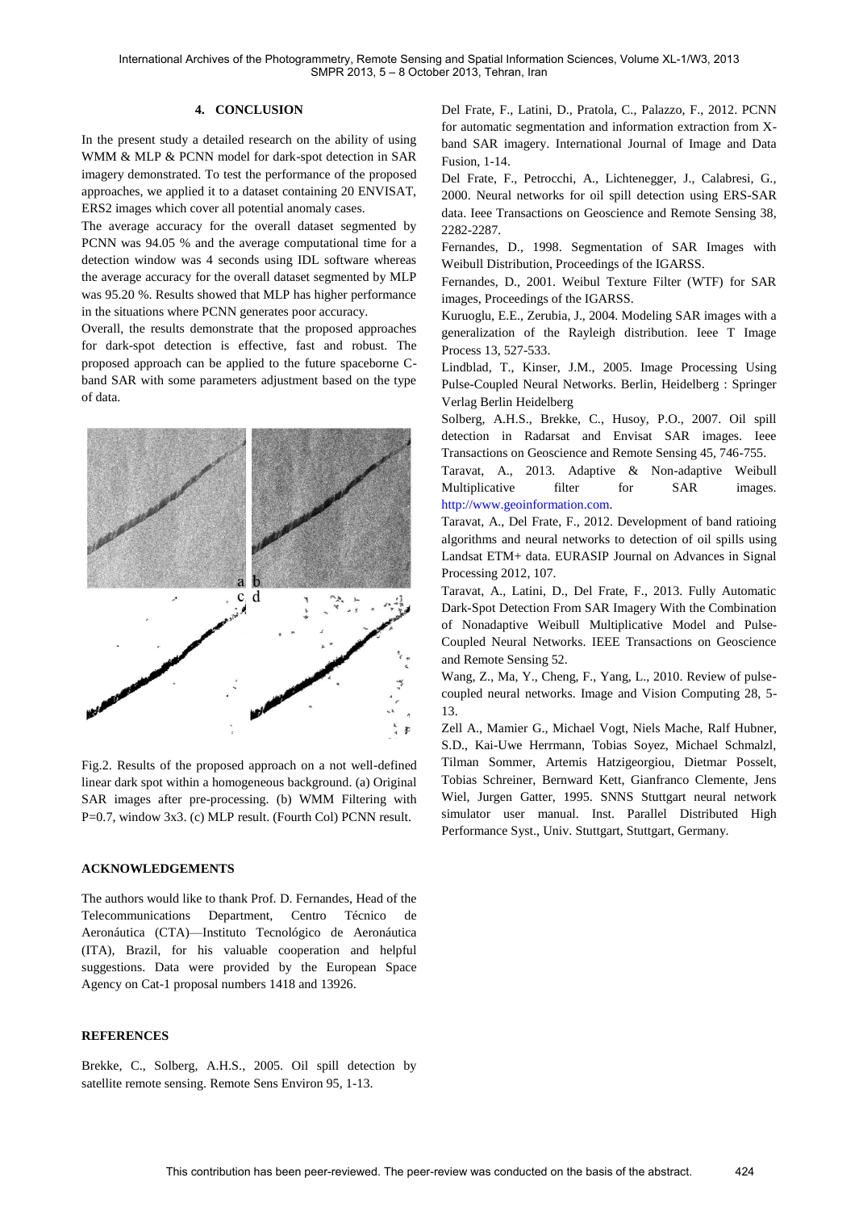## 4. CONCLUSION

In the present study a detailed research on the ability of using WMM & MLP & PCNN model for dark-spot detection in SAR imagery demonstrated. To test the performance of the proposed approaches, we applied it to a dataset containing 20 ENVISAT, ERS2 images which cover all potential anomaly cases.

The average accuracy for the overall dataset segmented by PCNN was 94.05 % and the average computational time for a detection window was 4 seconds using IDL software whereas the average accuracy for the overall dataset segmented by MLP was 95.20 %. Results showed that MLP has higher performance in the situations where PCNN generates poor accuracy.

Overall, the results demonstrate that the proposed approaches for dark-spot detection is effective, fast and robust. The proposed approach can be applied to the future spaceborne C-band SAR with some parameters adjustment based on the type of data.

a b
c d

Fig.2. Results of the proposed approach on a not well-defined linear dark spot within a homogeneous background. (a) Original SAR images after pre-processing. (b) WMM Filtering with P=0.7, window 3x3. (c) MLP result. (Fourth Col) PCNN result.

## ACKNOWLEDGEMENTS

The authors would like to thank Prof. D. Fernandes, Head of the Telecommunications Department, Centro Técnico de Aeronáutica (CTA)—Instituto Tecnológico de Aeronáutica (ITA), Brazil, for his valuable cooperation and helpful suggestions. Data were provided by the European Space Agency on Cat-1 proposal numbers 1418 and 13926.

## REFERENCES

Brekke, C., Solberg, A.H.S., 2005. Oil spill detection by satellite remote sensing. Remote Sens Environ 95, 1-13.

Del Frate, F., Latini, D., Pratola, C., Palazzo, F., 2012. PCNN for automatic segmentation and information extraction from X-band SAR imagery. International Journal of Image and Data Fusion, 1-14.

Del Frate, F., Petrocchi, A., Lichtenegger, J., Calabresi, G., 2000. Neural networks for oil spill detection using ERS-SAR data. Ieee Transactions on Geoscience and Remote Sensing 38, 2282-2287.

Fernandes, D., 1998. Segmentation of SAR Images with Weibull Distribution, Proceedings of the IGARSS.

Fernandes, D., 2001. Weibul Texture Filter (WTF) for SAR images, Proceedings of the IGARSS.

Kuruoglu, E.E., Zerubia, J., 2004. Modeling SAR images with a generalization of the Rayleigh distribution. Ieee T Image Process 13, 527-533.

Lindblad, T., Kinser, J.M., 2005. Image Processing Using Pulse-Coupled Neural Networks. Berlin, Heidelberg : Springer Verlag Berlin Heidelberg

Solberg, A.H.S., Brekke, C., Husoy, P.O., 2007. Oil spill detection in Radarsat and Envisat SAR images. Ieee Transactions on Geoscience and Remote Sensing 45, 746-755.

Taravat, A., 2013. Adaptive & Non-adaptive Weibull Multiplicative filter for SAR images. http://www.geoinformation.com.

Taravat, A., Del Frate, F., 2012. Development of band ratioing algorithms and neural networks to detection of oil spills using Landsat ETM+ data. EURASIP Journal on Advances in Signal Processing 2012, 107.

Taravat, A., Latini, D., Del Frate, F., 2013. Fully Automatic Dark-Spot Detection From SAR Imagery With the Combination of Nonadaptive Weibull Multiplicative Model and Pulse-Coupled Neural Networks. IEEE Transactions on Geoscience and Remote Sensing 52.

Wang, Z., Ma, Y., Cheng, F., Yang, L., 2010. Review of pulse-coupled neural networks. Image and Vision Computing 28, 5-13.

Zell A., Mamier G., Michael Vogt, Niels Mache, Ralf Hubner, S.D., Kai-Uwe Herrmann, Tobias Soyez, Michael Schmalzl, Tilman Sommer, Artemis Hatzigeorgiou, Dietmar Posselt, Tobias Schreiner, Bernward Kett, Gianfranco Clemente, Jens Wiel, Jurgen Gatter, 1995. SNNS Stuttgart neural network simulator user manual. Inst. Parallel Distributed High Performance Syst., Univ. Stuttgart, Stuttgart, Germany.